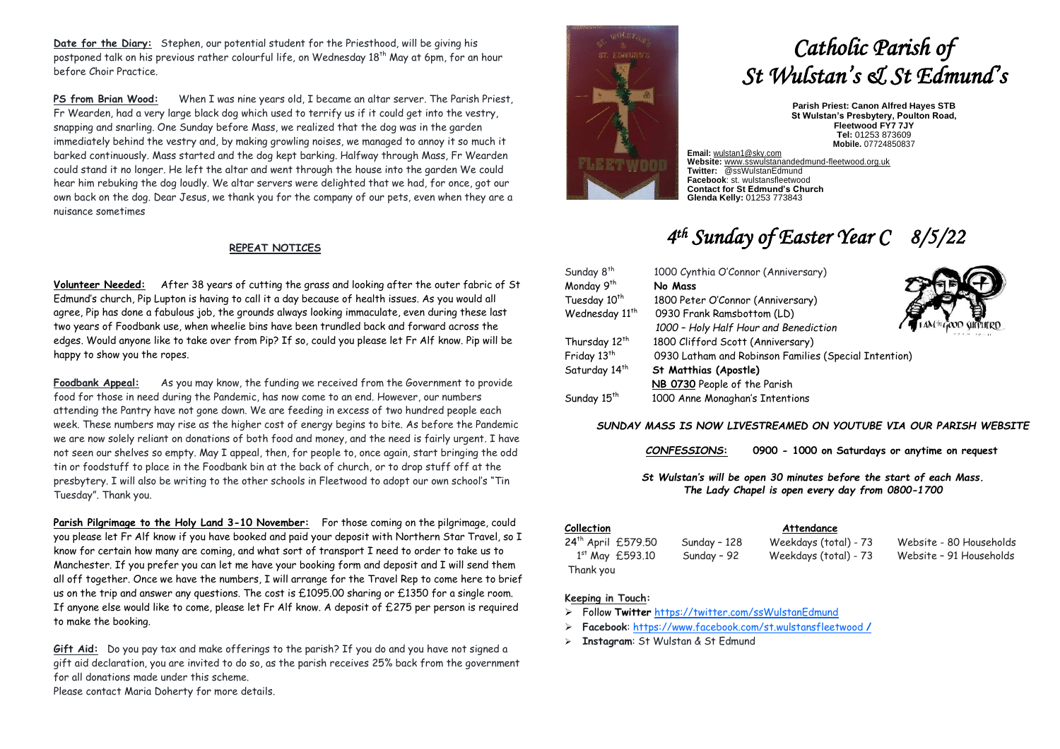# Catholic Parish of St Wulstan's & St Edmund's

**Parish Priest: Canon Alfred Hayes STB**
**St Wulstan's Presbytery, Poulton Road, Fleetwood FY7 7JY**
**Tel:** 01253 873609
**Mobile.** 07724850837

**Email:** wulstan1@sky.com
**Website:** www.sswulstanandedmund-fleetwood.org.uk
**Twitter:** @ssWulstanEdmund
**Facebook**: st. wulstansfleetwood
**Contact for St Edmund's Church**
**Glenda Kelly:** 01253 773843

## *4th Sunday of Easter Year C 8/5/22*

| | |
|---|---|
| Sunday 8th | 1000 Cynthia O'Connor (Anniversary) |
| Monday 9th | **No Mass** |
| Tuesday 10th | 1800 Peter O'Connor (Anniversary) |
| Wednesday 11th | 0930 Frank Ramsbottom (LD) |
| | *1000 – Holy Half Hour and Benediction* |
| Thursday 12th | 1800 Clifford Scott (Anniversary) |
| Friday 13th | 0930 Latham and Robinson Families (Special Intention) |
| Saturday 14th | **St Matthias (Apostle)** |
| | **NB 0730** People of the Parish |
| Sunday 15th | 1000 Anne Monaghan's Intentions |

***SUNDAY MASS IS NOW LIVESTREAMED ON YOUTUBE VIA OUR PARISH WEBSITE***

***CONFESSIONS*: 0900 - 1000 on Saturdays or anytime on request**

***St Wulstan's will be open 30 minutes before the start of each Mass. The Lady Chapel is open every day from 0800-1700***

| **Collection** | | **Attendance** | |
|---|---|---|---|
| 24th April £579.50 | Sunday – 128 | Weekdays (total) - 73 | Website - 80 Households |
| 1st May £593.10 | Sunday – 92 | Weekdays (total) - 73 | Website – 91 Households |

Thank you

**Keeping in Touch:**

- Follow **Twitter** https://twitter.com/ssWulstanEdmund
- **Facebook**: https://www.facebook.com/st.wulstansfleetwood /
- **Instagram**: St Wulstan & St Edmund

**Date for the Diary:** Stephen, our potential student for the Priesthood, will be giving his postponed talk on his previous rather colourful life, on Wednesday 18th May at 6pm, for an hour before Choir Practice.

**PS from Brian Wood:** When I was nine years old, I became an altar server. The Parish Priest, Fr Wearden, had a very large black dog which used to terrify us if it could get into the vestry, snapping and snarling. One Sunday before Mass, we realized that the dog was in the garden immediately behind the vestry and, by making growling noises, we managed to annoy it so much it barked continuously. Mass started and the dog kept barking. Halfway through Mass, Fr Wearden could stand it no longer. He left the altar and went through the house into the garden We could hear him rebuking the dog loudly. We altar servers were delighted that we had, for once, got our own back on the dog. Dear Jesus, we thank you for the company of our pets, even when they are a nuisance sometimes

### REPEAT NOTICES

**Volunteer Needed:** After 38 years of cutting the grass and looking after the outer fabric of St Edmund's church, Pip Lupton is having to call it a day because of health issues. As you would all agree, Pip has done a fabulous job, the grounds always looking immaculate, even during these last two years of Foodbank use, when wheelie bins have been trundled back and forward across the edges. Would anyone like to take over from Pip? If so, could you please let Fr Alf know. Pip will be happy to show you the ropes.

**Foodbank Appeal:** As you may know, the funding we received from the Government to provide food for those in need during the Pandemic, has now come to an end. However, our numbers attending the Pantry have not gone down. We are feeding in excess of two hundred people each week. These numbers may rise as the higher cost of energy begins to bite. As before the Pandemic we are now solely reliant on donations of both food and money, and the need is fairly urgent. I have not seen our shelves so empty. May I appeal, then, for people to, once again, start bringing the odd tin or foodstuff to place in the Foodbank bin at the back of church, or to drop stuff off at the presbytery. I will also be writing to the other schools in Fleetwood to adopt our own school's "Tin Tuesday". Thank you.

**Parish Pilgrimage to the Holy Land 3-10 November:** For those coming on the pilgrimage, could you please let Fr Alf know if you have booked and paid your deposit with Northern Star Travel, so I know for certain how many are coming, and what sort of transport I need to order to take us to Manchester. If you prefer you can let me have your booking form and deposit and I will send them all off together. Once we have the numbers, I will arrange for the Travel Rep to come here to brief us on the trip and answer any questions. The cost is £1095.00 sharing or £1350 for a single room. If anyone else would like to come, please let Fr Alf know. A deposit of £275 per person is required to make the booking.

**Gift Aid:** Do you pay tax and make offerings to the parish? If you do and you have not signed a gift aid declaration, you are invited to do so, as the parish receives 25% back from the government for all donations made under this scheme.
Please contact Maria Doherty for more details.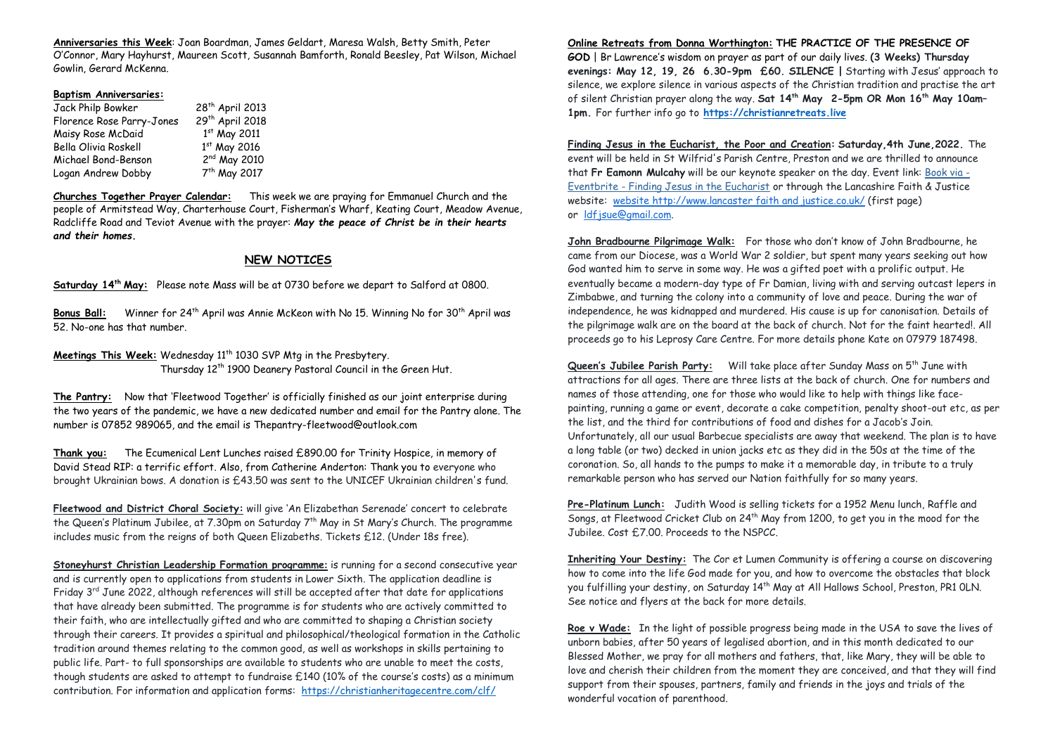**Anniversaries this Week**: Joan Boardman, James Geldart, Maresa Walsh, Betty Smith, Peter O'Connor, Mary Hayhurst, Maureen Scott, Susannah Bamforth, Ronald Beesley, Pat Wilson, Michael Gowlin, Gerard McKenna.

**Baptism Anniversaries:**

| | |
|---|---|
| Jack Philp Bowker | 28th April 2013 |
| Florence Rose Parry-Jones | 29th April 2018 |
| Maisy Rose McDaid | 1st May 2011 |
| Bella Olivia Roskell | 1st May 2016 |
| Michael Bond-Benson | 2nd May 2010 |
| Logan Andrew Dobby | 7th May 2017 |

**Churches Together Prayer Calendar:** This week we are praying for Emmanuel Church and the people of Armitstead Way, Charterhouse Court, Fisherman's Wharf, Keating Court, Meadow Avenue, Radcliffe Road and Teviot Avenue with the prayer: ***May the peace of Christ be in their hearts and their homes.***

## NEW NOTICES

**Saturday 14th May:** Please note Mass will be at 0730 before we depart to Salford at 0800.

**Bonus Ball:** Winner for 24th April was Annie McKeon with No 15. Winning No for 30th April was 52. No-one has that number.

**Meetings This Week:** Wednesday 11th 1030 SVP Mtg in the Presbytery.
Thursday 12th 1900 Deanery Pastoral Council in the Green Hut.

**The Pantry:** Now that 'Fleetwood Together' is officially finished as our joint enterprise during the two years of the pandemic, we have a new dedicated number and email for the Pantry alone. The number is 07852 989065, and the email is Thepantry-fleetwood@outlook.com

**Thank you:** The Ecumenical Lent Lunches raised £890.00 for Trinity Hospice, in memory of David Stead RIP: a terrific effort. Also, from Catherine Anderton: Thank you to everyone who brought Ukrainian bows. A donation is £43.50 was sent to the UNICEF Ukrainian children's fund.

**Fleetwood and District Choral Society:** will give 'An Elizabethan Serenade' concert to celebrate the Queen's Platinum Jubilee, at 7.30pm on Saturday 7th May in St Mary's Church. The programme includes music from the reigns of both Queen Elizabeths. Tickets £12. (Under 18s free).

**Stoneyhurst Christian Leadership Formation programme:** is running for a second consecutive year and is currently open to applications from students in Lower Sixth. The application deadline is Friday 3rd June 2022, although references will still be accepted after that date for applications that have already been submitted. The programme is for students who are actively committed to their faith, who are intellectually gifted and who are committed to shaping a Christian society through their careers. It provides a spiritual and philosophical/theological formation in the Catholic tradition around themes relating to the common good, as well as workshops in skills pertaining to public life. Part- to full sponsorships are available to students who are unable to meet the costs, though students are asked to attempt to fundraise £140 (10% of the course's costs) as a minimum contribution. For information and application forms: https://christianheritagecentre.com/clf/

**Online Retreats from Donna Worthington: THE PRACTICE OF THE PRESENCE OF GOD** | Br Lawrence's wisdom on prayer as part of our daily lives. **(3 Weeks) Thursday evenings: May 12, 19, 26 6.30-9pm £60. SILENCE |** Starting with Jesus' approach to silence, we explore silence in various aspects of the Christian tradition and practise the art of silent Christian prayer along the way. **Sat 14th May 2-5pm OR Mon 16th May 10am–1pm.** For further info go to **https://christianretreats.live**

**Finding Jesus in the Eucharist, the Poor and Creation: Saturday,4th June,2022.** The event will be held in St Wilfrid's Parish Centre, Preston and we are thrilled to announce that **Fr Eamonn Mulcahy** will be our keynote speaker on the day. Event link: Book via - Eventbrite - Finding Jesus in the Eucharist or through the Lancashire Faith & Justice website: website http://www.lancaster faith and justice.co.uk/ (first page) or ldfjsue@gmail.com.

**John Bradbourne Pilgrimage Walk:** For those who don't know of John Bradbourne, he came from our Diocese, was a World War 2 soldier, but spent many years seeking out how God wanted him to serve in some way. He was a gifted poet with a prolific output. He eventually became a modern-day type of Fr Damian, living with and serving outcast lepers in Zimbabwe, and turning the colony into a community of love and peace. During the war of independence, he was kidnapped and murdered. His cause is up for canonisation. Details of the pilgrimage walk are on the board at the back of church. Not for the faint hearted!. All proceeds go to his Leprosy Care Centre. For more details phone Kate on 07979 187498.

**Queen's Jubilee Parish Party:** Will take place after Sunday Mass on 5th June with attractions for all ages. There are three lists at the back of church. One for numbers and names of those attending, one for those who would like to help with things like face-painting, running a game or event, decorate a cake competition, penalty shoot-out etc, as per the list, and the third for contributions of food and dishes for a Jacob's Join. Unfortunately, all our usual Barbecue specialists are away that weekend. The plan is to have a long table (or two) decked in union jacks etc as they did in the 50s at the time of the coronation. So, all hands to the pumps to make it a memorable day, in tribute to a truly remarkable person who has served our Nation faithfully for so many years.

**Pre-Platinum Lunch:** Judith Wood is selling tickets for a 1952 Menu lunch, Raffle and Songs, at Fleetwood Cricket Club on 24th May from 1200, to get you in the mood for the Jubilee. Cost £7.00. Proceeds to the NSPCC.

**Inheriting Your Destiny:** The Cor et Lumen Community is offering a course on discovering how to come into the life God made for you, and how to overcome the obstacles that block you fulfilling your destiny, on Saturday 14th May at All Hallows School, Preston, PR1 0LN. See notice and flyers at the back for more details.

**Roe v Wade:** In the light of possible progress being made in the USA to save the lives of unborn babies, after 50 years of legalised abortion, and in this month dedicated to our Blessed Mother, we pray for all mothers and fathers, that, like Mary, they will be able to love and cherish their children from the moment they are conceived, and that they will find support from their spouses, partners, family and friends in the joys and trials of the wonderful vocation of parenthood.